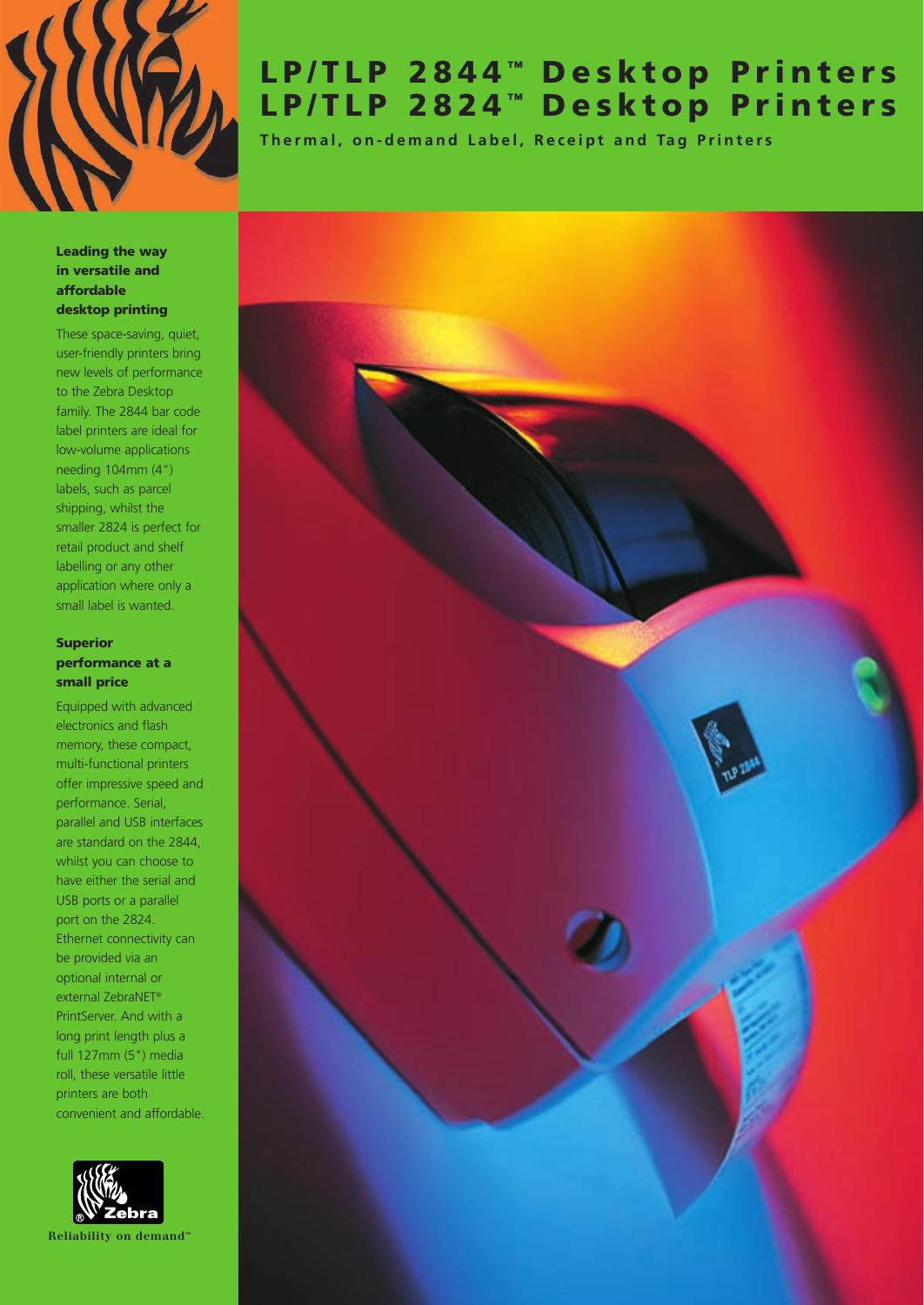# LP/TLP 2844™ Desktop Printers
# LP/TLP 2824™ Desktop Printers

**Thermal, on-demand Label, Receipt and Tag Printers**

### Leading the way in versatile and affordable desktop printing

These space-saving, quiet, user-friendly printers bring new levels of performance to the Zebra Desktop family. The 2844 bar code label printers are ideal for low-volume applications needing 104mm (4") labels, such as parcel shipping, whilst the smaller 2824 is perfect for retail product and shelf labelling or any other application where only a small label is wanted.

### Superior performance at a small price

Equipped with advanced electronics and flash memory, these compact, multi-functional printers offer impressive speed and performance. Serial, parallel and USB interfaces are standard on the 2844, whilst you can choose to have either the serial and USB ports or a parallel port on the 2824. Ethernet connectivity can be provided via an optional internal or external ZebraNET® PrintServer. And with a long print length plus a full 127mm (5") media roll, these versatile little printers are both convenient and affordable.

Zebra

Reliability on demand™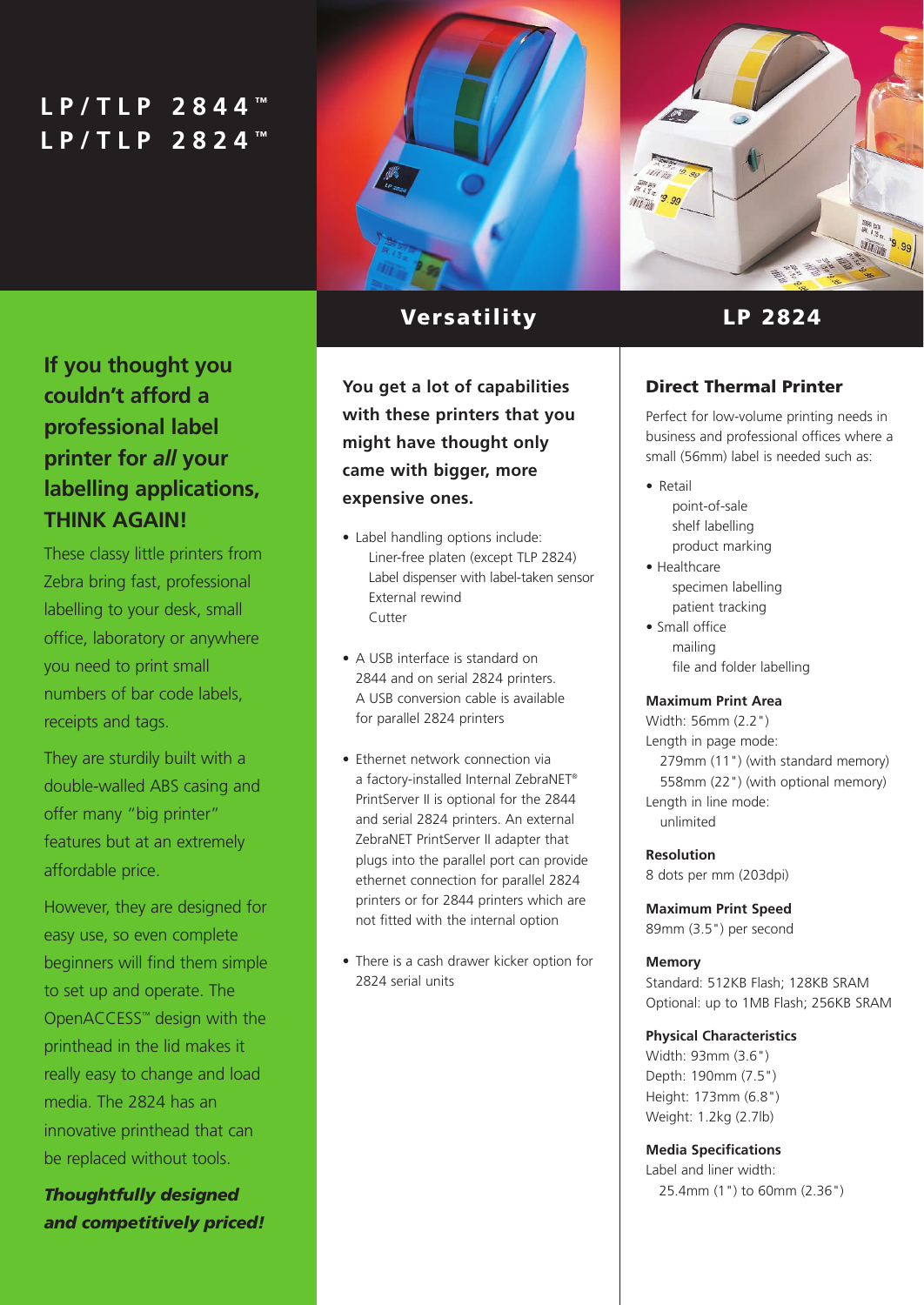# LP/TLP 2844™
# LP/TLP 2824™

## If you thought you couldn't afford a professional label printer for *all* your labelling applications, THINK AGAIN!

These classy little printers from Zebra bring fast, professional labelling to your desk, small office, laboratory or anywhere you need to print small numbers of bar code labels, receipts and tags.

They are sturdily built with a double-walled ABS casing and offer many "big printer" features but at an extremely affordable price.

However, they are designed for easy use, so even complete beginners will find them simple to set up and operate. The OpenACCESS™ design with the printhead in the lid makes it really easy to change and load media. The 2824 has an innovative printhead that can be replaced without tools.

***Thoughtfully designed and competitively priced!***

## Versatility

**You get a lot of capabilities with these printers that you might have thought only came with bigger, more expensive ones.**

- Label handling options include:
  - Liner-free platen (except TLP 2824)
  - Label dispenser with label-taken sensor
  - External rewind
  - Cutter
- A USB interface is standard on 2844 and on serial 2824 printers. A USB conversion cable is available for parallel 2824 printers
- Ethernet network connection via a factory-installed Internal ZebraNET® PrintServer II is optional for the 2844 and serial 2824 printers. An external ZebraNET PrintServer II adapter that plugs into the parallel port can provide ethernet connection for parallel 2824 printers or for 2844 printers which are not fitted with the internal option
- There is a cash drawer kicker option for 2824 serial units

## LP 2824

### Direct Thermal Printer

Perfect for low-volume printing needs in business and professional offices where a small (56mm) label is needed such as:

- Retail
  - point-of-sale
  - shelf labelling
  - product marking
- Healthcare
  - specimen labelling
  - patient tracking
- Small office
  - mailing
  - file and folder labelling

**Maximum Print Area**
Width: 56mm (2.2")
Length in page mode:
 279mm (11") (with standard memory)
 558mm (22") (with optional memory)
Length in line mode:
 unlimited

**Resolution**
8 dots per mm (203dpi)

**Maximum Print Speed**
89mm (3.5") per second

**Memory**
Standard: 512KB Flash; 128KB SRAM
Optional: up to 1MB Flash; 256KB SRAM

**Physical Characteristics**
Width: 93mm (3.6")
Depth: 190mm (7.5")
Height: 173mm (6.8")
Weight: 1.2kg (2.7lb)

**Media Specifications**
Label and liner width:
 25.4mm (1") to 60mm (2.36")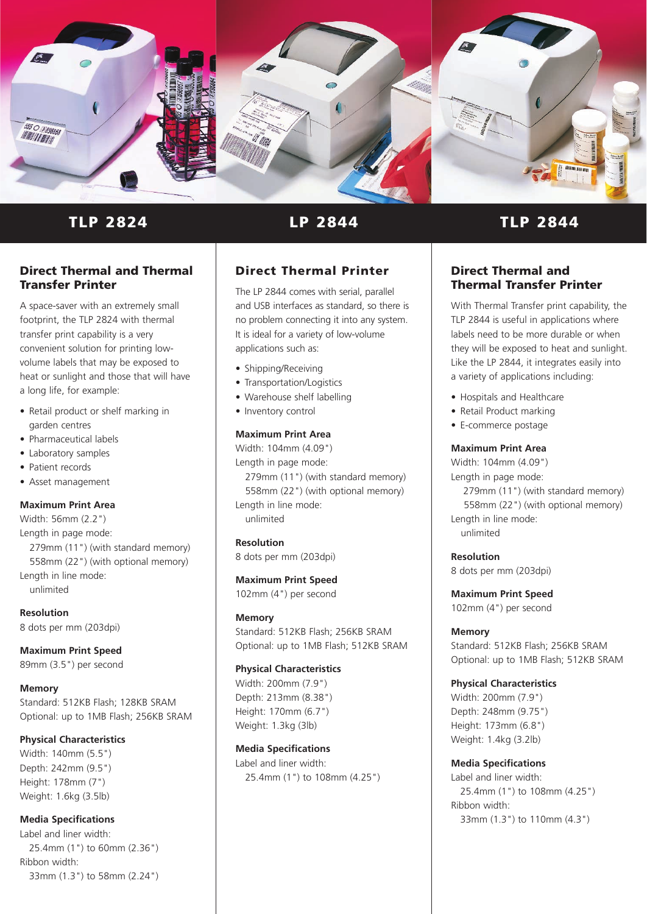## TLP 2824

### Direct Thermal and Thermal Transfer Printer

A space-saver with an extremely small footprint, the TLP 2824 with thermal transfer print capability is a very convenient solution for printing low-volume labels that may be exposed to heat or sunlight and those that will have a long life, for example:

- Retail product or shelf marking in garden centres
- Pharmaceutical labels
- Laboratory samples
- Patient records
- Asset management

**Maximum Print Area**
Width: 56mm (2.2")
Length in page mode:
279mm (11") (with standard memory)
558mm (22") (with optional memory)
Length in line mode:
unlimited

**Resolution**
8 dots per mm (203dpi)

**Maximum Print Speed**
89mm (3.5") per second

**Memory**
Standard: 512KB Flash; 128KB SRAM
Optional: up to 1MB Flash; 256KB SRAM

**Physical Characteristics**
Width: 140mm (5.5")
Depth: 242mm (9.5")
Height: 178mm (7")
Weight: 1.6kg (3.5lb)

**Media Specifications**
Label and liner width:
25.4mm (1") to 60mm (2.36")
Ribbon width:
33mm (1.3") to 58mm (2.24")

## LP 2844

### Direct Thermal Printer

The LP 2844 comes with serial, parallel and USB interfaces as standard, so there is no problem connecting it into any system. It is ideal for a variety of low-volume applications such as:

- Shipping/Receiving
- Transportation/Logistics
- Warehouse shelf labelling
- Inventory control

**Maximum Print Area**
Width: 104mm (4.09")
Length in page mode:
279mm (11") (with standard memory)
558mm (22") (with optional memory)
Length in line mode:
unlimited

**Resolution**
8 dots per mm (203dpi)

**Maximum Print Speed**
102mm (4") per second

**Memory**
Standard: 512KB Flash; 256KB SRAM
Optional: up to 1MB Flash; 512KB SRAM

**Physical Characteristics**
Width: 200mm (7.9")
Depth: 213mm (8.38")
Height: 170mm (6.7")
Weight: 1.3kg (3lb)

**Media Specifications**
Label and liner width:
25.4mm (1") to 108mm (4.25")

## TLP 2844

### Direct Thermal and Thermal Transfer Printer

With Thermal Transfer print capability, the TLP 2844 is useful in applications where labels need to be more durable or when they will be exposed to heat and sunlight. Like the LP 2844, it integrates easily into a variety of applications including:

- Hospitals and Healthcare
- Retail Product marking
- E-commerce postage

**Maximum Print Area**
Width: 104mm (4.09")
Length in page mode:
279mm (11") (with standard memory)
558mm (22") (with optional memory)
Length in line mode:
unlimited

**Resolution**
8 dots per mm (203dpi)

**Maximum Print Speed**
102mm (4") per second

**Memory**
Standard: 512KB Flash; 256KB SRAM
Optional: up to 1MB Flash; 512KB SRAM

**Physical Characteristics**
Width: 200mm (7.9")
Depth: 248mm (9.75")
Height: 173mm (6.8")
Weight: 1.4kg (3.2lb)

**Media Specifications**
Label and liner width:
25.4mm (1") to 108mm (4.25")
Ribbon width:
33mm (1.3") to 110mm (4.3")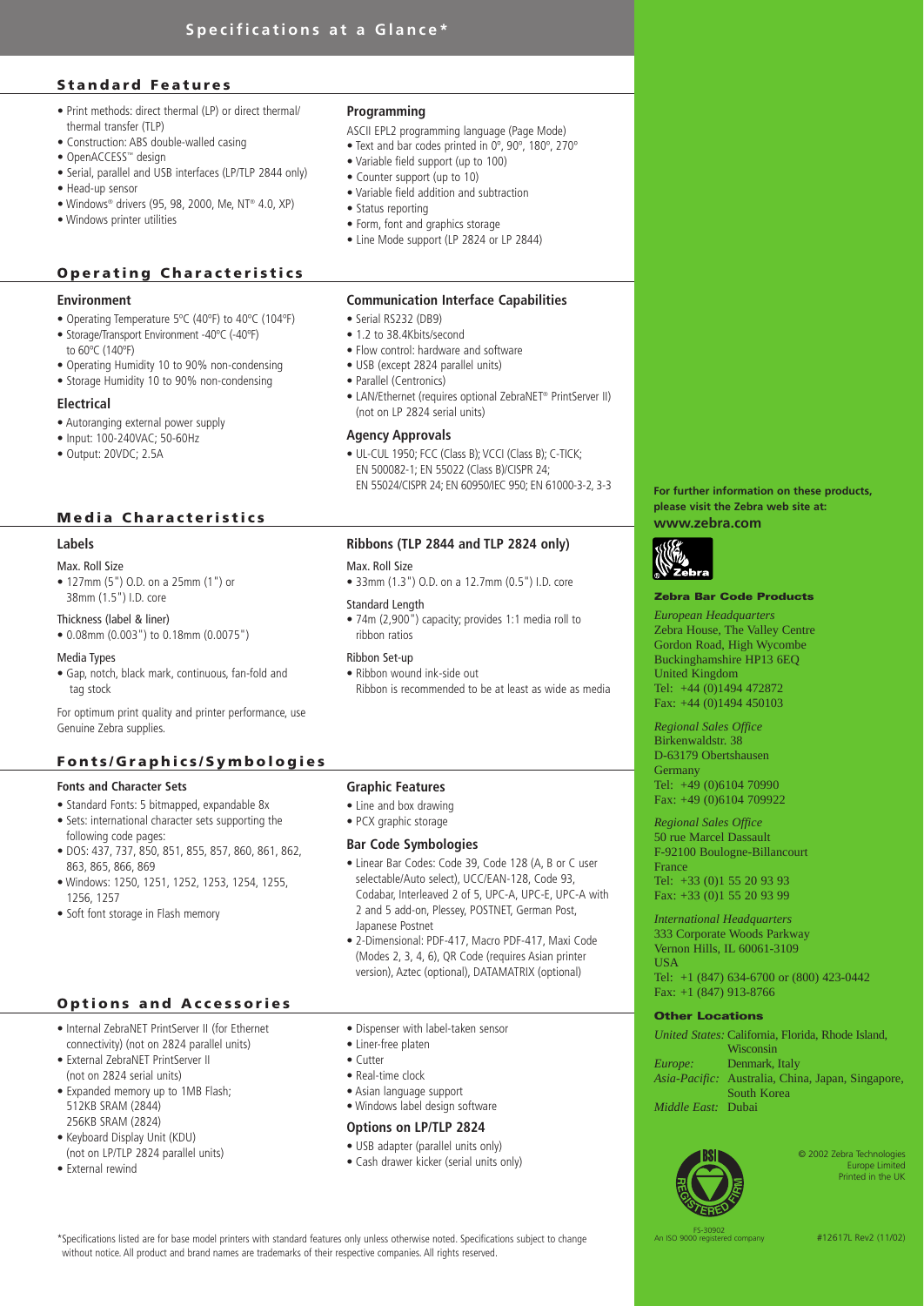# Specifications at a Glance*

## Standard Features

- Print methods: direct thermal (LP) or direct thermal/ thermal transfer (TLP)
- Construction: ABS double-walled casing
- OpenACCESS™ design
- Serial, parallel and USB interfaces (LP/TLP 2844 only)
- Head-up sensor
- Windows® drivers (95, 98, 2000, Me, NT® 4.0, XP)
- Windows printer utilities

### Programming

ASCII EPL2 programming language (Page Mode)

- Text and bar codes printed in 0°, 90°, 180°, 270°
- Variable field support (up to 100)
- Counter support (up to 10)
- Variable field addition and subtraction
- Status reporting
- Form, font and graphics storage
- Line Mode support (LP 2824 or LP 2844)

## Operating Characteristics

### Environment

- Operating Temperature 5°C (40°F) to 40°C (104°F)
- Storage/Transport Environment -40°C (-40°F) to 60°C (140°F)
- Operating Humidity 10 to 90% non-condensing
- Storage Humidity 10 to 90% non-condensing

### Electrical

- Autoranging external power supply
- Input: 100-240VAC; 50-60Hz
- Output: 20VDC; 2.5A

### Communication Interface Capabilities

- Serial RS232 (DB9)
- 1.2 to 38.4Kbits/second
- Flow control: hardware and software
- USB (except 2824 parallel units)
- Parallel (Centronics)
- LAN/Ethernet (requires optional ZebraNET® PrintServer II) (not on LP 2824 serial units)

### Agency Approvals

- UL-CUL 1950; FCC (Class B); VCCI (Class B); C-TICK; EN 500082-1; EN 55022 (Class B)/CISPR 24; EN 55024/CISPR 24; EN 60950/IEC 950; EN 61000-3-2, 3-3

## Media Characteristics

### Labels

Max. Roll Size

- 127mm (5") O.D. on a 25mm (1") or 38mm (1.5") I.D. core

Thickness (label & liner)

- 0.08mm (0.003") to 0.18mm (0.0075")

Media Types

- Gap, notch, black mark, continuous, fan-fold and tag stock

For optimum print quality and printer performance, use Genuine Zebra supplies.

### Ribbons (TLP 2844 and TLP 2824 only)

Max. Roll Size

- 33mm (1.3") O.D. on a 12.7mm (0.5") I.D. core

Standard Length

- 74m (2,900") capacity; provides 1:1 media roll to ribbon ratios

Ribbon Set-up

- Ribbon wound ink-side out

Ribbon is recommended to be at least as wide as media

## Fonts/Graphics/Symbologies

### Fonts and Character Sets

- Standard Fonts: 5 bitmapped, expandable 8x
- Sets: international character sets supporting the following code pages:
- DOS: 437, 737, 850, 851, 855, 857, 860, 861, 862, 863, 865, 866, 869
- Windows: 1250, 1251, 1252, 1253, 1254, 1255, 1256, 1257
- Soft font storage in Flash memory

### Graphic Features

- Line and box drawing
- PCX graphic storage

### Bar Code Symbologies

- Linear Bar Codes: Code 39, Code 128 (A, B or C user selectable/Auto select), UCC/EAN-128, Code 93, Codabar, Interleaved 2 of 5, UPC-A, UPC-E, UPC-A with 2 and 5 add-on, Plessey, POSTNET, German Post, Japanese Postnet
- 2-Dimensional: PDF-417, Macro PDF-417, Maxi Code (Modes 2, 3, 4, 6), QR Code (requires Asian printer version), Aztec (optional), DATAMATRIX (optional)

## Options and Accessories

- Internal ZebraNET PrintServer II (for Ethernet connectivity) (not on 2824 parallel units)
- External ZebraNET PrintServer II (not on 2824 serial units)
- Expanded memory up to 1MB Flash; 512KB SRAM (2844) 256KB SRAM (2824)
- Keyboard Display Unit (KDU) (not on LP/TLP 2824 parallel units)
- External rewind
- Dispenser with label-taken sensor
- Liner-free platen
- Cutter
- Real-time clock
- Asian language support
- Windows label design software

### Options on LP/TLP 2824

- USB adapter (parallel units only)
- Cash drawer kicker (serial units only)

*Specifications listed are for base model printers with standard features only unless otherwise noted. Specifications subject to change without notice. All product and brand names are trademarks of their respective companies. All rights reserved.

**For further information on these products, please visit the Zebra web site at: www.zebra.com**

Zebra

**Zebra Bar Code Products**

*European Headquarters*
Zebra House, The Valley Centre
Gordon Road, High Wycombe
Buckinghamshire HP13 6EQ
United Kingdom
Tel: +44 (0)1494 472872
Fax: +44 (0)1494 450103

*Regional Sales Office*
Birkenwaldstr. 38
D-63179 Obertshausen
Germany
Tel: +49 (0)6104 70990
Fax: +49 (0)6104 709922

*Regional Sales Office*
50 rue Marcel Dassault
F-92100 Boulogne-Billancourt
France
Tel: +33 (0)1 55 20 93 93
Fax: +33 (0)1 55 20 93 99

*International Headquarters*
333 Corporate Woods Parkway
Vernon Hills, IL 60061-3109
USA
Tel: +1 (847) 634-6700 or (800) 423-0442
Fax: +1 (847) 913-8766

**Other Locations**

*United States:* California, Florida, Rhode Island, Wisconsin
*Europe:* Denmark, Italy
*Asia-Pacific:* Australia, China, Japan, Singapore, South Korea
*Middle East:* Dubai

BSI REGISTERED FIRM

FS-30902
An ISO 9000 registered company

© 2002 Zebra Technologies Europe Limited
Printed in the UK

#12617L Rev2 (11/02)